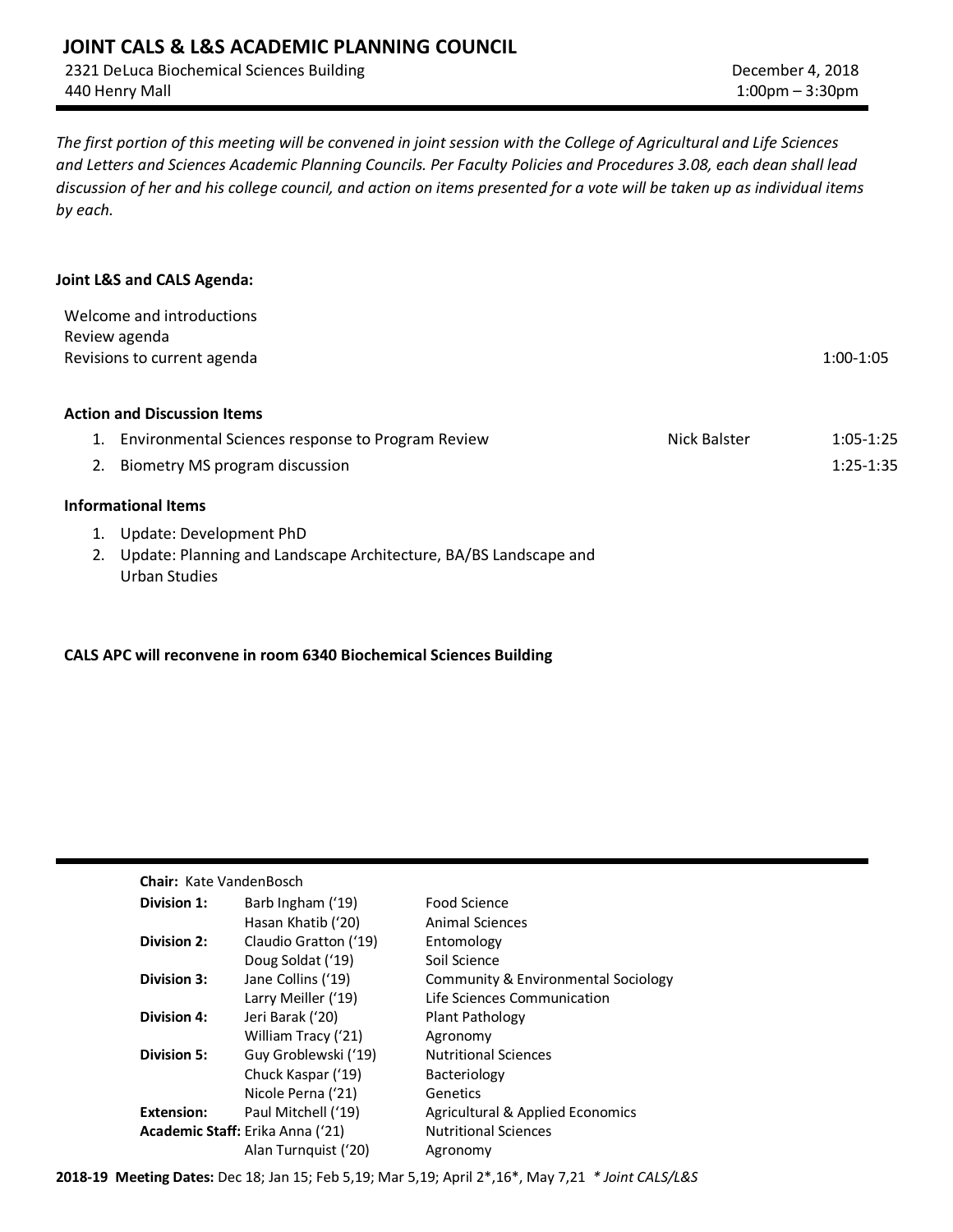# JOINT CALS & L&S ACADEMIC PLANNING COUNCIL

2321 DeLuca Biochemical Sciences Building
440 Henry Mall

December 4, 2018
1:00pm – 3:30pm

*The first portion of this meeting will be convened in joint session with the College of Agricultural and Life Sciences and Letters and Sciences Academic Planning Councils. Per Faculty Policies and Procedures 3.08, each dean shall lead discussion of her and his college council, and action on items presented for a vote will be taken up as individual items by each.*

**Joint L&S and CALS Agenda:**

Welcome and introductions
Review agenda
Revisions to current agenda — 1:00-1:05

**Action and Discussion Items**

1. Environmental Sciences response to Program Review — Nick Balster — 1:05-1:25
2. Biometry MS program discussion — 1:25-1:35

**Informational Items**

1. Update: Development PhD
2. Update: Planning and Landscape Architecture, BA/BS Landscape and Urban Studies

**CALS APC will reconvene in room 6340 Biochemical Sciences Building**

---

**Chair:** Kate VandenBosch

| | | |
|---|---|---|
| **Division 1:** | Barb Ingham ('19) | Food Science |
| | Hasan Khatib ('20) | Animal Sciences |
| **Division 2:** | Claudio Gratton ('19) | Entomology |
| | Doug Soldat ('19) | Soil Science |
| **Division 3:** | Jane Collins ('19) | Community & Environmental Sociology |
| | Larry Meiller ('19) | Life Sciences Communication |
| **Division 4:** | Jeri Barak ('20) | Plant Pathology |
| | William Tracy ('21) | Agronomy |
| **Division 5:** | Guy Groblewski ('19) | Nutritional Sciences |
| | Chuck Kaspar ('19) | Bacteriology |
| | Nicole Perna ('21) | Genetics |
| **Extension:** | Paul Mitchell ('19) | Agricultural & Applied Economics |
| **Academic Staff:** | Erika Anna ('21) | Nutritional Sciences |
| | Alan Turnquist ('20) | Agronomy |

**2018-19 Meeting Dates:** Dec 18; Jan 15; Feb 5,19; Mar 5,19; April 2*,16*, May 7,21 *\* Joint CALS/L&S*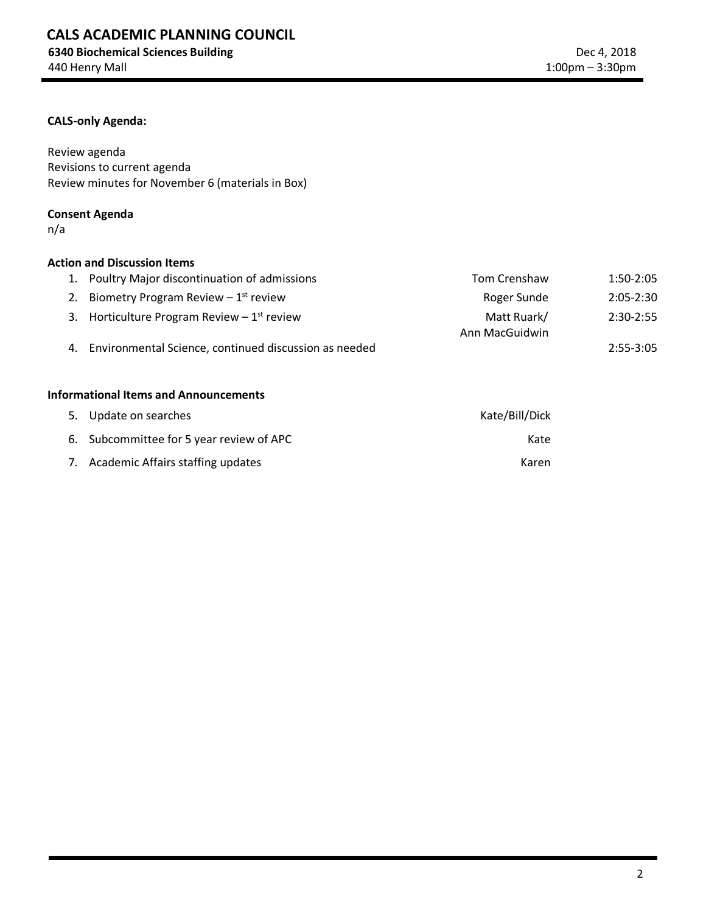# CALS ACADEMIC PLANNING COUNCIL

**6340 Biochemical Sciences Building**
440 Henry Mall

Dec 4, 2018
1:00pm – 3:30pm

**CALS-only Agenda:**

Review agenda
Revisions to current agenda
Review minutes for November 6 (materials in Box)

**Consent Agenda**
n/a

**Action and Discussion Items**

| | | | |
|---|---|---|---|
| 1. | Poultry Major discontinuation of admissions | Tom Crenshaw | 1:50-2:05 |
| 2. | Biometry Program Review – 1st review | Roger Sunde | 2:05-2:30 |
| 3. | Horticulture Program Review – 1st review | Matt Ruark/ Ann MacGuidwin | 2:30-2:55 |
| 4. | Environmental Science, continued discussion as needed | | 2:55-3:05 |

**Informational Items and Announcements**

| | | |
|---|---|---|
| 5. | Update on searches | Kate/Bill/Dick |
| 6. | Subcommittee for 5 year review of APC | Kate |
| 7. | Academic Affairs staffing updates | Karen |